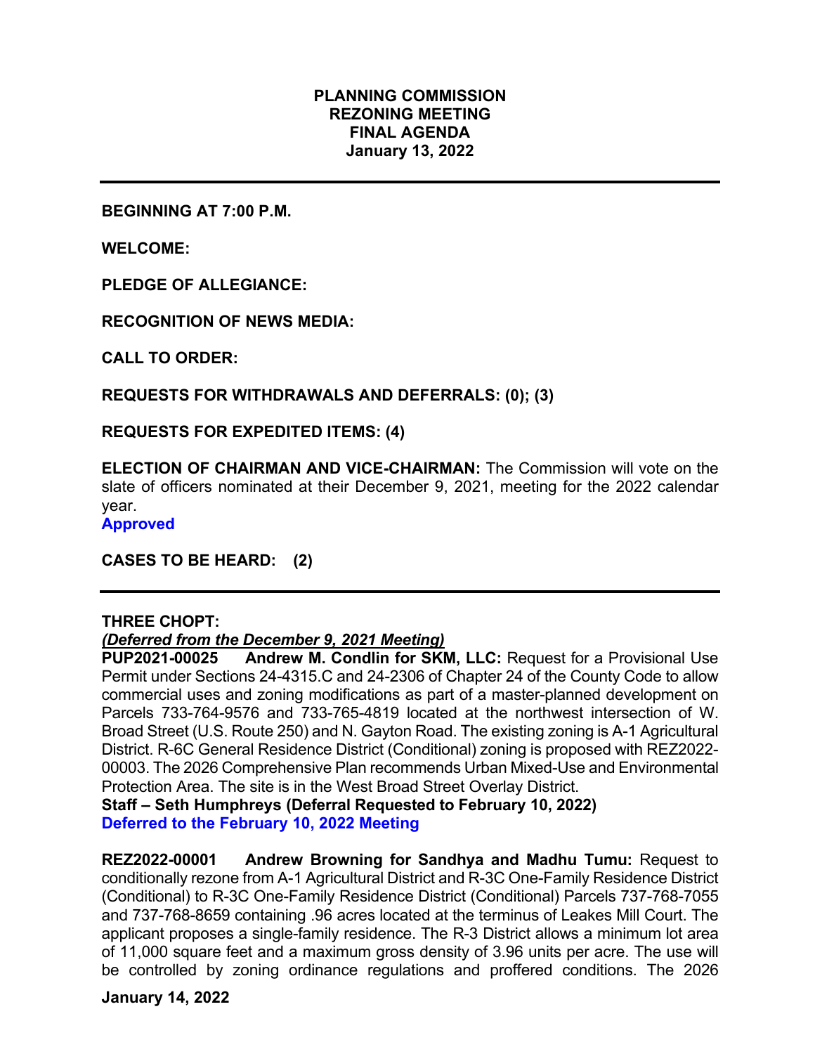**PLANNING COMMISSION**
**REZONING MEETING**
**FINAL AGENDA**
**January 13, 2022**

---

**BEGINNING AT 7:00 P.M.**

**WELCOME:**

**PLEDGE OF ALLEGIANCE:**

**RECOGNITION OF NEWS MEDIA:**

**CALL TO ORDER:**

**REQUESTS FOR WITHDRAWALS AND DEFERRALS: (0); (3)**

**REQUESTS FOR EXPEDITED ITEMS: (4)**

**ELECTION OF CHAIRMAN AND VICE-CHAIRMAN:** The Commission will vote on the slate of officers nominated at their December 9, 2021, meeting for the 2022 calendar year.
**Approved**

**CASES TO BE HEARD: (2)**

---

**THREE CHOPT:**
***(Deferred from the December 9, 2021 Meeting)***
**PUP2021-00025 Andrew M. Condlin for SKM, LLC:** Request for a Provisional Use Permit under Sections 24-4315.C and 24-2306 of Chapter 24 of the County Code to allow commercial uses and zoning modifications as part of a master-planned development on Parcels 733-764-9576 and 733-765-4819 located at the northwest intersection of W. Broad Street (U.S. Route 250) and N. Gayton Road. The existing zoning is A-1 Agricultural District. R-6C General Residence District (Conditional) zoning is proposed with REZ2022-00003. The 2026 Comprehensive Plan recommends Urban Mixed-Use and Environmental Protection Area. The site is in the West Broad Street Overlay District.
**Staff – Seth Humphreys (Deferral Requested to February 10, 2022)**
**Deferred to the February 10, 2022 Meeting**

**REZ2022-00001 Andrew Browning for Sandhya and Madhu Tumu:** Request to conditionally rezone from A-1 Agricultural District and R-3C One-Family Residence District (Conditional) to R-3C One-Family Residence District (Conditional) Parcels 737-768-7055 and 737-768-8659 containing .96 acres located at the terminus of Leakes Mill Court. The applicant proposes a single-family residence. The R-3 District allows a minimum lot area of 11,000 square feet and a maximum gross density of 3.96 units per acre. The use will be controlled by zoning ordinance regulations and proffered conditions. The 2026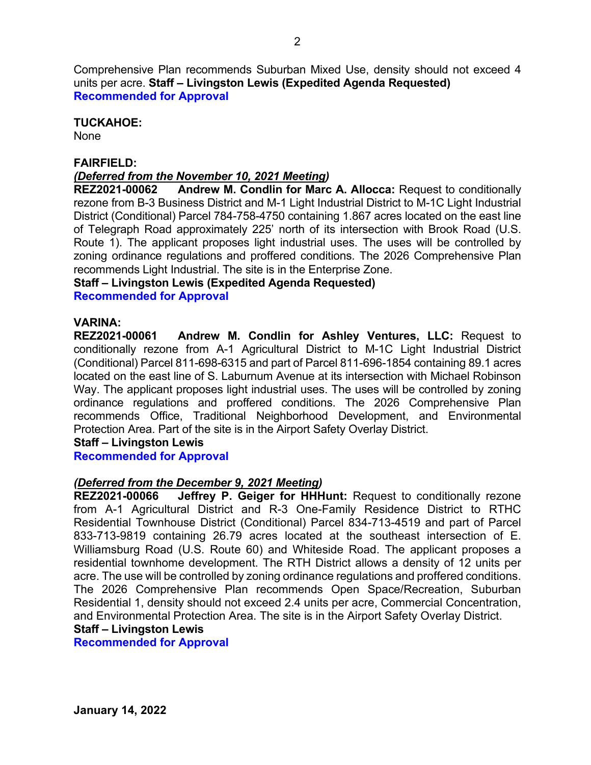Comprehensive Plan recommends Suburban Mixed Use, density should not exceed 4 units per acre. **Staff – Livingston Lewis (Expedited Agenda Requested)**
**Recommended for Approval**

**TUCKAHOE:**
None

**FAIRFIELD:**
***(Deferred from the November 10, 2021 Meeting)***
**REZ2021-00062 Andrew M. Condlin for Marc A. Allocca:** Request to conditionally rezone from B-3 Business District and M-1 Light Industrial District to M-1C Light Industrial District (Conditional) Parcel 784-758-4750 containing 1.867 acres located on the east line of Telegraph Road approximately 225' north of its intersection with Brook Road (U.S. Route 1). The applicant proposes light industrial uses. The uses will be controlled by zoning ordinance regulations and proffered conditions. The 2026 Comprehensive Plan recommends Light Industrial. The site is in the Enterprise Zone.
**Staff – Livingston Lewis (Expedited Agenda Requested)**
**Recommended for Approval**

**VARINA:**
**REZ2021-00061 Andrew M. Condlin for Ashley Ventures, LLC:** Request to conditionally rezone from A-1 Agricultural District to M-1C Light Industrial District (Conditional) Parcel 811-698-6315 and part of Parcel 811-696-1854 containing 89.1 acres located on the east line of S. Laburnum Avenue at its intersection with Michael Robinson Way. The applicant proposes light industrial uses. The uses will be controlled by zoning ordinance regulations and proffered conditions. The 2026 Comprehensive Plan recommends Office, Traditional Neighborhood Development, and Environmental Protection Area. Part of the site is in the Airport Safety Overlay District.
**Staff – Livingston Lewis**
**Recommended for Approval**

***(Deferred from the December 9, 2021 Meeting)***
**REZ2021-00066 Jeffrey P. Geiger for HHHunt:** Request to conditionally rezone from A-1 Agricultural District and R-3 One-Family Residence District to RTHC Residential Townhouse District (Conditional) Parcel 834-713-4519 and part of Parcel 833-713-9819 containing 26.79 acres located at the southeast intersection of E. Williamsburg Road (U.S. Route 60) and Whiteside Road. The applicant proposes a residential townhome development. The RTH District allows a density of 12 units per acre. The use will be controlled by zoning ordinance regulations and proffered conditions. The 2026 Comprehensive Plan recommends Open Space/Recreation, Suburban Residential 1, density should not exceed 2.4 units per acre, Commercial Concentration, and Environmental Protection Area. The site is in the Airport Safety Overlay District.
**Staff – Livingston Lewis**
**Recommended for Approval**

**January 14, 2022**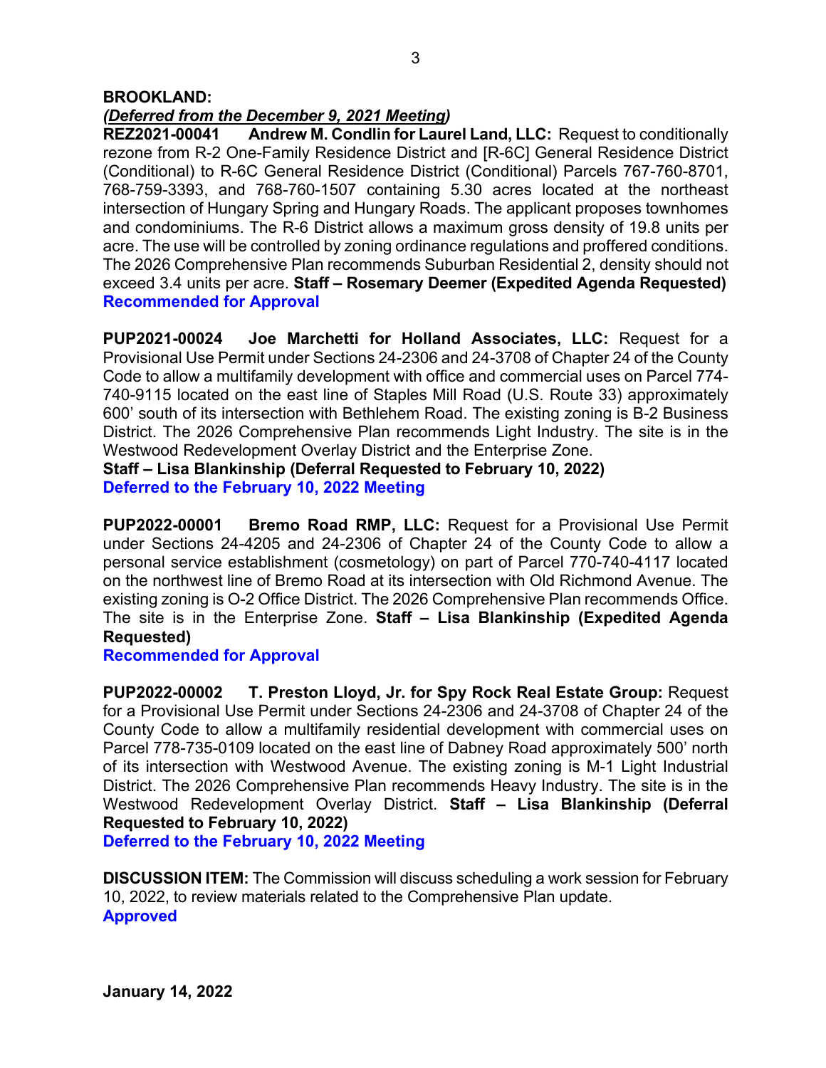**BROOKLAND:**

***(Deferred from the December 9, 2021 Meeting)***

**REZ2021-00041 Andrew M. Condlin for Laurel Land, LLC:** Request to conditionally rezone from R-2 One-Family Residence District and [R-6C] General Residence District (Conditional) to R-6C General Residence District (Conditional) Parcels 767-760-8701, 768-759-3393, and 768-760-1507 containing 5.30 acres located at the northeast intersection of Hungary Spring and Hungary Roads. The applicant proposes townhomes and condominiums. The R-6 District allows a maximum gross density of 19.8 units per acre. The use will be controlled by zoning ordinance regulations and proffered conditions. The 2026 Comprehensive Plan recommends Suburban Residential 2, density should not exceed 3.4 units per acre. **Staff – Rosemary Deemer (Expedited Agenda Requested)**
**Recommended for Approval**

**PUP2021-00024 Joe Marchetti for Holland Associates, LLC:** Request for a Provisional Use Permit under Sections 24-2306 and 24-3708 of Chapter 24 of the County Code to allow a multifamily development with office and commercial uses on Parcel 774-740-9115 located on the east line of Staples Mill Road (U.S. Route 33) approximately 600' south of its intersection with Bethlehem Road. The existing zoning is B-2 Business District. The 2026 Comprehensive Plan recommends Light Industry. The site is in the Westwood Redevelopment Overlay District and the Enterprise Zone.
**Staff – Lisa Blankinship (Deferral Requested to February 10, 2022)**
**Deferred to the February 10, 2022 Meeting**

**PUP2022-00001 Bremo Road RMP, LLC:** Request for a Provisional Use Permit under Sections 24-4205 and 24-2306 of Chapter 24 of the County Code to allow a personal service establishment (cosmetology) on part of Parcel 770-740-4117 located on the northwest line of Bremo Road at its intersection with Old Richmond Avenue. The existing zoning is O-2 Office District. The 2026 Comprehensive Plan recommends Office. The site is in the Enterprise Zone. **Staff – Lisa Blankinship (Expedited Agenda Requested)**
**Recommended for Approval**

**PUP2022-00002 T. Preston Lloyd, Jr. for Spy Rock Real Estate Group:** Request for a Provisional Use Permit under Sections 24-2306 and 24-3708 of Chapter 24 of the County Code to allow a multifamily residential development with commercial uses on Parcel 778-735-0109 located on the east line of Dabney Road approximately 500' north of its intersection with Westwood Avenue. The existing zoning is M-1 Light Industrial District. The 2026 Comprehensive Plan recommends Heavy Industry. The site is in the Westwood Redevelopment Overlay District. **Staff – Lisa Blankinship (Deferral Requested to February 10, 2022)**
**Deferred to the February 10, 2022 Meeting**

**DISCUSSION ITEM:** The Commission will discuss scheduling a work session for February 10, 2022, to review materials related to the Comprehensive Plan update.
**Approved**

**January 14, 2022**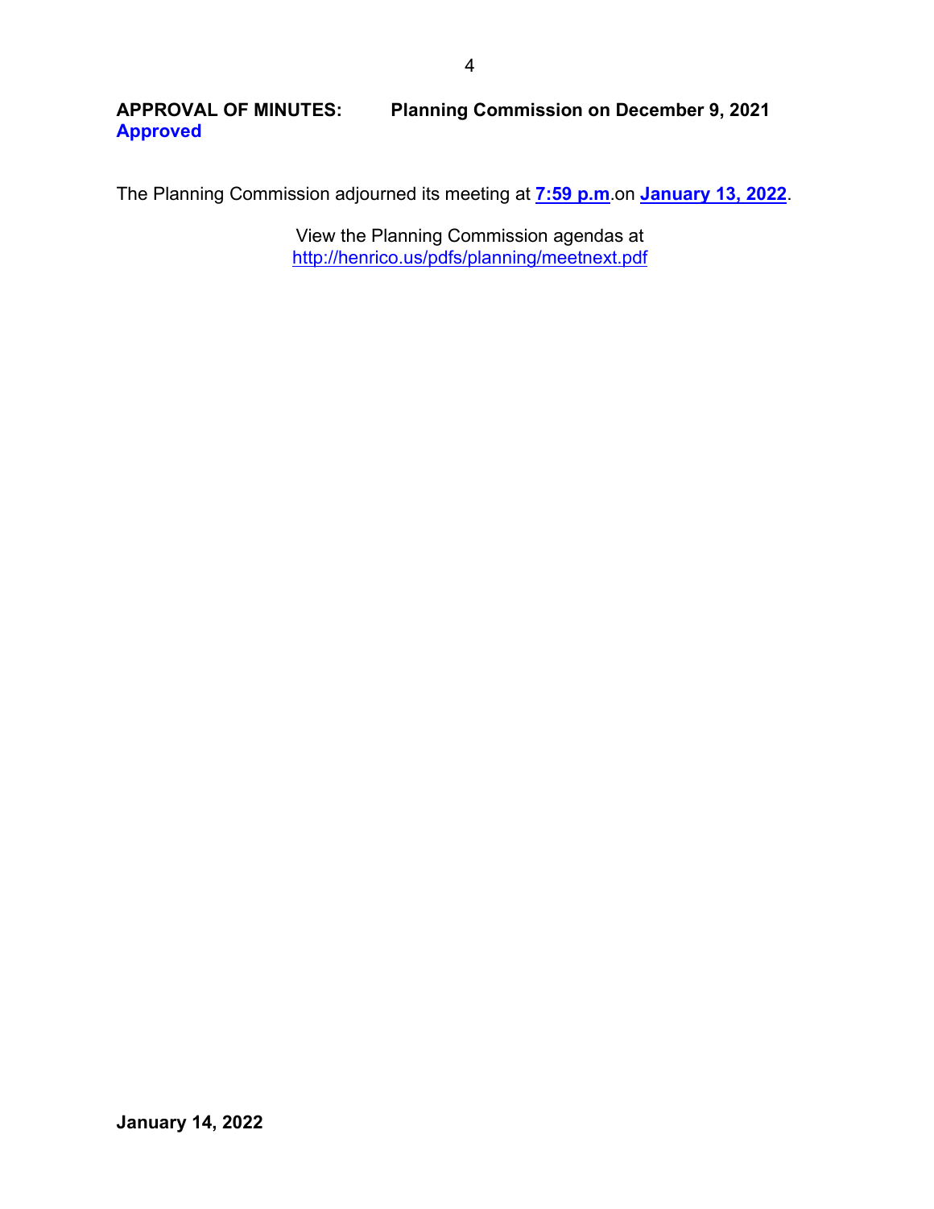**APPROVAL OF MINUTES:** **Planning Commission on December 9, 2021**
**Approved**

The Planning Commission adjourned its meeting at **7:59 p.m**.on **January 13, 2022**.

View the Planning Commission agendas at
http://henrico.us/pdfs/planning/meetnext.pdf

**January 14, 2022**